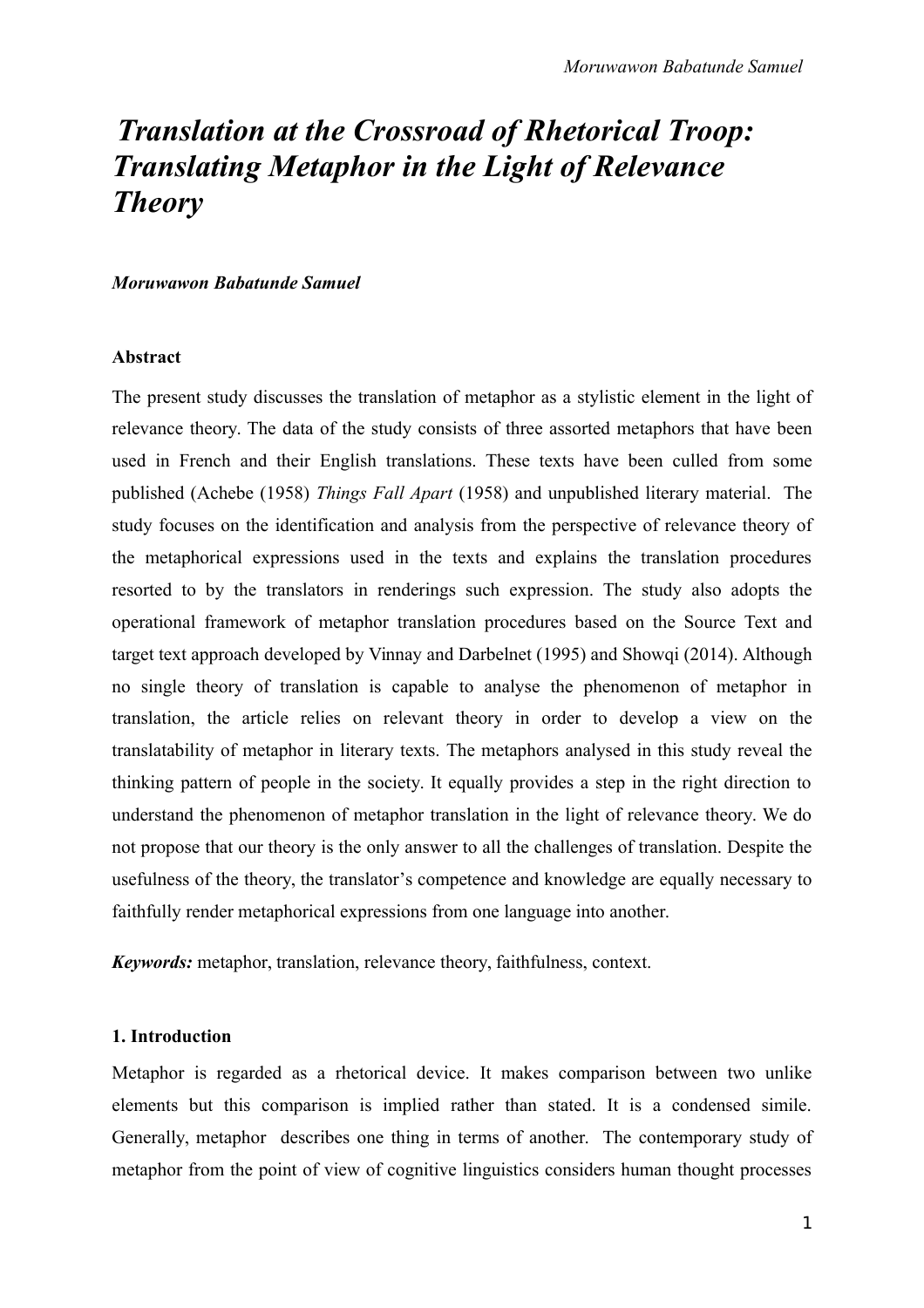# *Translation at the Crossroad of Rhetorical Troop: Translating Metaphor in the Light of Relevance Theory*

***Moruwawon Babatunde Samuel***

**Abstract**

The present study discusses the translation of metaphor as a stylistic element in the light of relevance theory. The data of the study consists of three assorted metaphors that have been used in French and their English translations. These texts have been culled from some published (Achebe (1958) *Things Fall Apart* (1958) and unpublished literary material. The study focuses on the identification and analysis from the perspective of relevance theory of the metaphorical expressions used in the texts and explains the translation procedures resorted to by the translators in renderings such expression. The study also adopts the operational framework of metaphor translation procedures based on the Source Text and target text approach developed by Vinnay and Darbelnet (1995) and Showqi (2014). Although no single theory of translation is capable to analyse the phenomenon of metaphor in translation, the article relies on relevant theory in order to develop a view on the translatability of metaphor in literary texts. The metaphors analysed in this study reveal the thinking pattern of people in the society. It equally provides a step in the right direction to understand the phenomenon of metaphor translation in the light of relevance theory. We do not propose that our theory is the only answer to all the challenges of translation. Despite the usefulness of the theory, the translator's competence and knowledge are equally necessary to faithfully render metaphorical expressions from one language into another.

***Keywords:*** metaphor, translation, relevance theory, faithfulness, context.

## 1. Introduction

Metaphor is regarded as a rhetorical device. It makes comparison between two unlike elements but this comparison is implied rather than stated. It is a condensed simile. Generally, metaphor describes one thing in terms of another. The contemporary study of metaphor from the point of view of cognitive linguistics considers human thought processes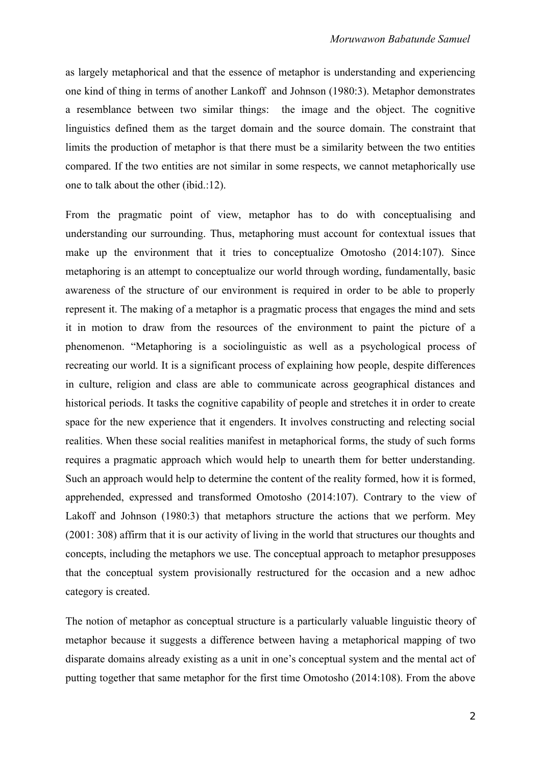as largely metaphorical and that the essence of metaphor is understanding and experiencing one kind of thing in terms of another Lankoff and Johnson (1980:3). Metaphor demonstrates a resemblance between two similar things: the image and the object. The cognitive linguistics defined them as the target domain and the source domain. The constraint that limits the production of metaphor is that there must be a similarity between the two entities compared. If the two entities are not similar in some respects, we cannot metaphorically use one to talk about the other (ibid.:12).

From the pragmatic point of view, metaphor has to do with conceptualising and understanding our surrounding. Thus, metaphoring must account for contextual issues that make up the environment that it tries to conceptualize Omotosho (2014:107). Since metaphoring is an attempt to conceptualize our world through wording, fundamentally, basic awareness of the structure of our environment is required in order to be able to properly represent it. The making of a metaphor is a pragmatic process that engages the mind and sets it in motion to draw from the resources of the environment to paint the picture of a phenomenon. "Metaphoring is a sociolinguistic as well as a psychological process of recreating our world. It is a significant process of explaining how people, despite differences in culture, religion and class are able to communicate across geographical distances and historical periods. It tasks the cognitive capability of people and stretches it in order to create space for the new experience that it engenders. It involves constructing and relecting social realities. When these social realities manifest in metaphorical forms, the study of such forms requires a pragmatic approach which would help to unearth them for better understanding. Such an approach would help to determine the content of the reality formed, how it is formed, apprehended, expressed and transformed Omotosho (2014:107). Contrary to the view of Lakoff and Johnson (1980:3) that metaphors structure the actions that we perform. Mey (2001: 308) affirm that it is our activity of living in the world that structures our thoughts and concepts, including the metaphors we use. The conceptual approach to metaphor presupposes that the conceptual system provisionally restructured for the occasion and a new adhoc category is created.

The notion of metaphor as conceptual structure is a particularly valuable linguistic theory of metaphor because it suggests a difference between having a metaphorical mapping of two disparate domains already existing as a unit in one's conceptual system and the mental act of putting together that same metaphor for the first time Omotosho (2014:108). From the above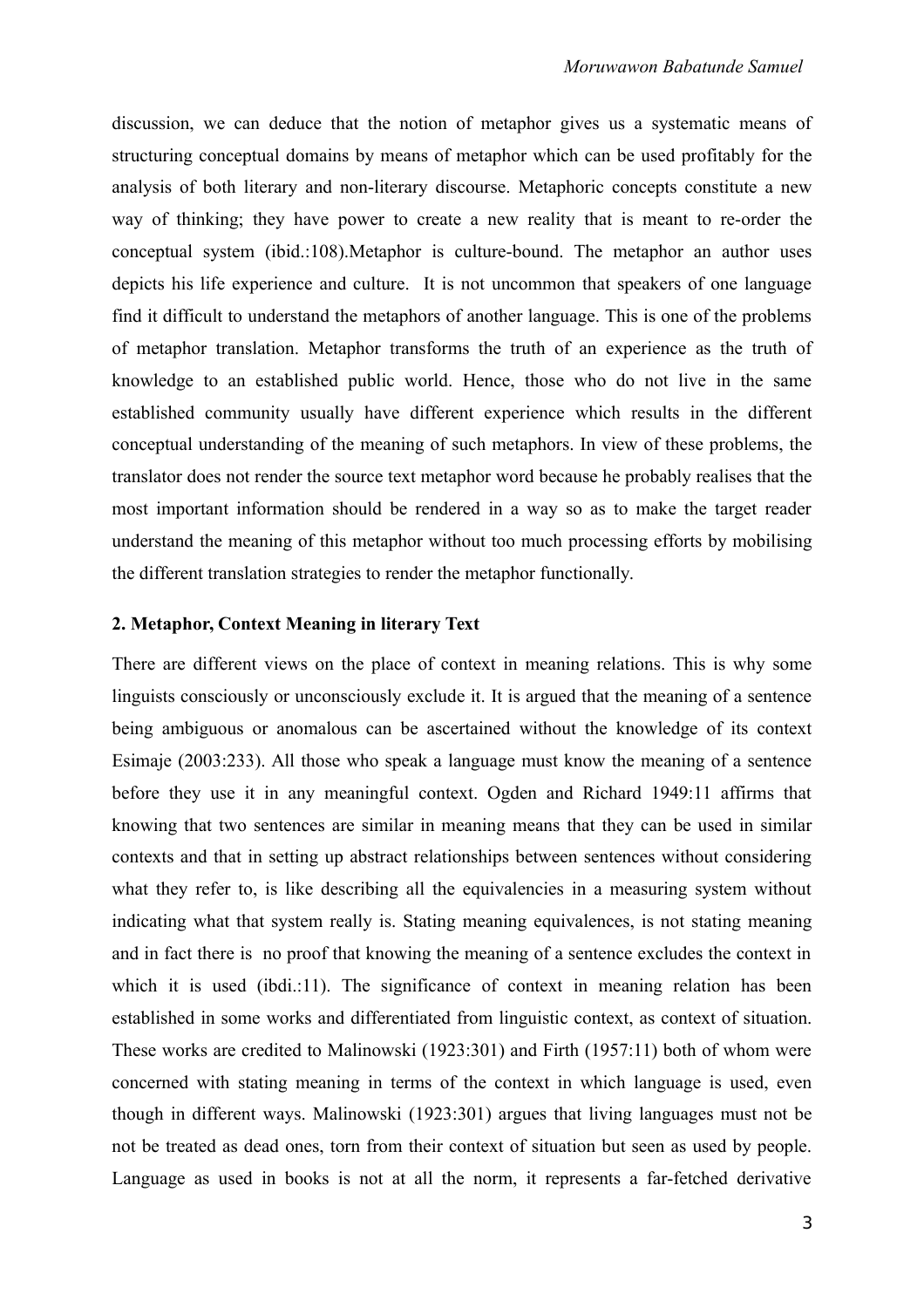discussion, we can deduce that the notion of metaphor gives us a systematic means of structuring conceptual domains by means of metaphor which can be used profitably for the analysis of both literary and non-literary discourse. Metaphoric concepts constitute a new way of thinking; they have power to create a new reality that is meant to re-order the conceptual system (ibid.:108).Metaphor is culture-bound. The metaphor an author uses depicts his life experience and culture. It is not uncommon that speakers of one language find it difficult to understand the metaphors of another language. This is one of the problems of metaphor translation. Metaphor transforms the truth of an experience as the truth of knowledge to an established public world. Hence, those who do not live in the same established community usually have different experience which results in the different conceptual understanding of the meaning of such metaphors. In view of these problems, the translator does not render the source text metaphor word because he probably realises that the most important information should be rendered in a way so as to make the target reader understand the meaning of this metaphor without too much processing efforts by mobilising the different translation strategies to render the metaphor functionally.

## 2. Metaphor, Context Meaning in literary Text

There are different views on the place of context in meaning relations. This is why some linguists consciously or unconsciously exclude it. It is argued that the meaning of a sentence being ambiguous or anomalous can be ascertained without the knowledge of its context Esimaje (2003:233). All those who speak a language must know the meaning of a sentence before they use it in any meaningful context. Ogden and Richard 1949:11 affirms that knowing that two sentences are similar in meaning means that they can be used in similar contexts and that in setting up abstract relationships between sentences without considering what they refer to, is like describing all the equivalencies in a measuring system without indicating what that system really is. Stating meaning equivalences, is not stating meaning and in fact there is no proof that knowing the meaning of a sentence excludes the context in which it is used (ibdi.:11). The significance of context in meaning relation has been established in some works and differentiated from linguistic context, as context of situation. These works are credited to Malinowski (1923:301) and Firth (1957:11) both of whom were concerned with stating meaning in terms of the context in which language is used, even though in different ways. Malinowski (1923:301) argues that living languages must not be not be treated as dead ones, torn from their context of situation but seen as used by people. Language as used in books is not at all the norm, it represents a far-fetched derivative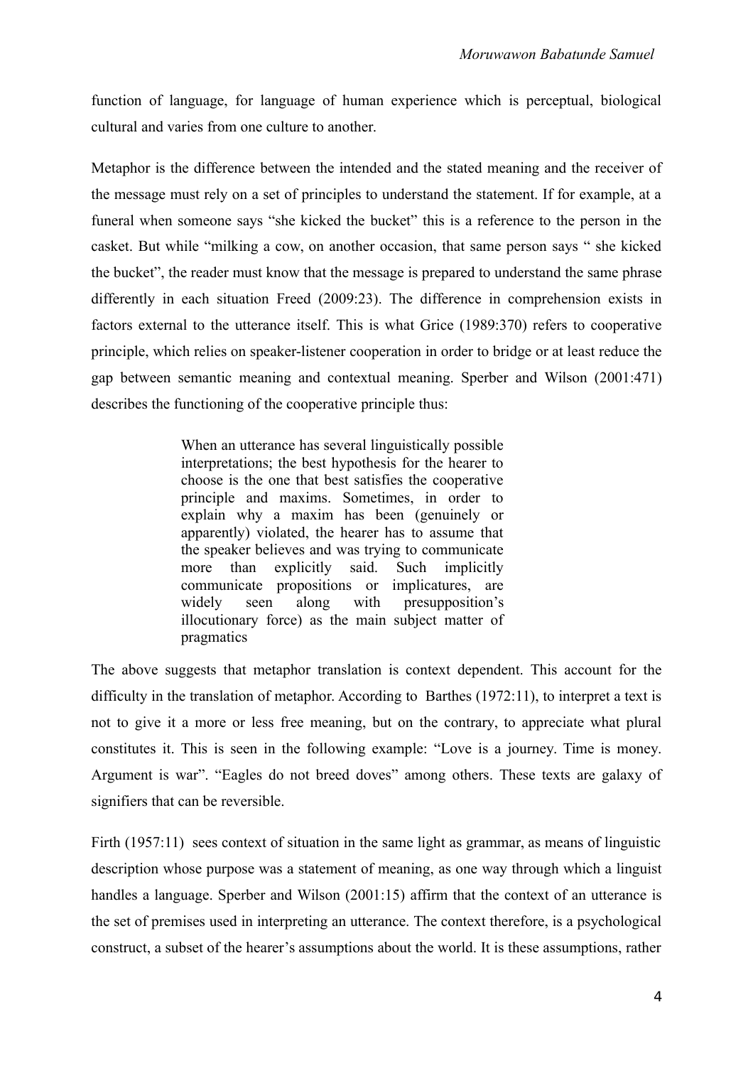function of language, for language of human experience which is perceptual, biological cultural and varies from one culture to another.

Metaphor is the difference between the intended and the stated meaning and the receiver of the message must rely on a set of principles to understand the statement. If for example, at a funeral when someone says "she kicked the bucket" this is a reference to the person in the casket. But while "milking a cow, on another occasion, that same person says " she kicked the bucket", the reader must know that the message is prepared to understand the same phrase differently in each situation Freed (2009:23). The difference in comprehension exists in factors external to the utterance itself. This is what Grice (1989:370) refers to cooperative principle, which relies on speaker-listener cooperation in order to bridge or at least reduce the gap between semantic meaning and contextual meaning. Sperber and Wilson (2001:471) describes the functioning of the cooperative principle thus:

> When an utterance has several linguistically possible interpretations; the best hypothesis for the hearer to choose is the one that best satisfies the cooperative principle and maxims. Sometimes, in order to explain why a maxim has been (genuinely or apparently) violated, the hearer has to assume that the speaker believes and was trying to communicate more than explicitly said. Such implicitly communicate propositions or implicatures, are widely seen along with presupposition's illocutionary force) as the main subject matter of pragmatics

The above suggests that metaphor translation is context dependent. This account for the difficulty in the translation of metaphor. According to Barthes (1972:11), to interpret a text is not to give it a more or less free meaning, but on the contrary, to appreciate what plural constitutes it. This is seen in the following example: "Love is a journey. Time is money. Argument is war". "Eagles do not breed doves" among others. These texts are galaxy of signifiers that can be reversible.

Firth (1957:11) sees context of situation in the same light as grammar, as means of linguistic description whose purpose was a statement of meaning, as one way through which a linguist handles a language. Sperber and Wilson (2001:15) affirm that the context of an utterance is the set of premises used in interpreting an utterance. The context therefore, is a psychological construct, a subset of the hearer's assumptions about the world. It is these assumptions, rather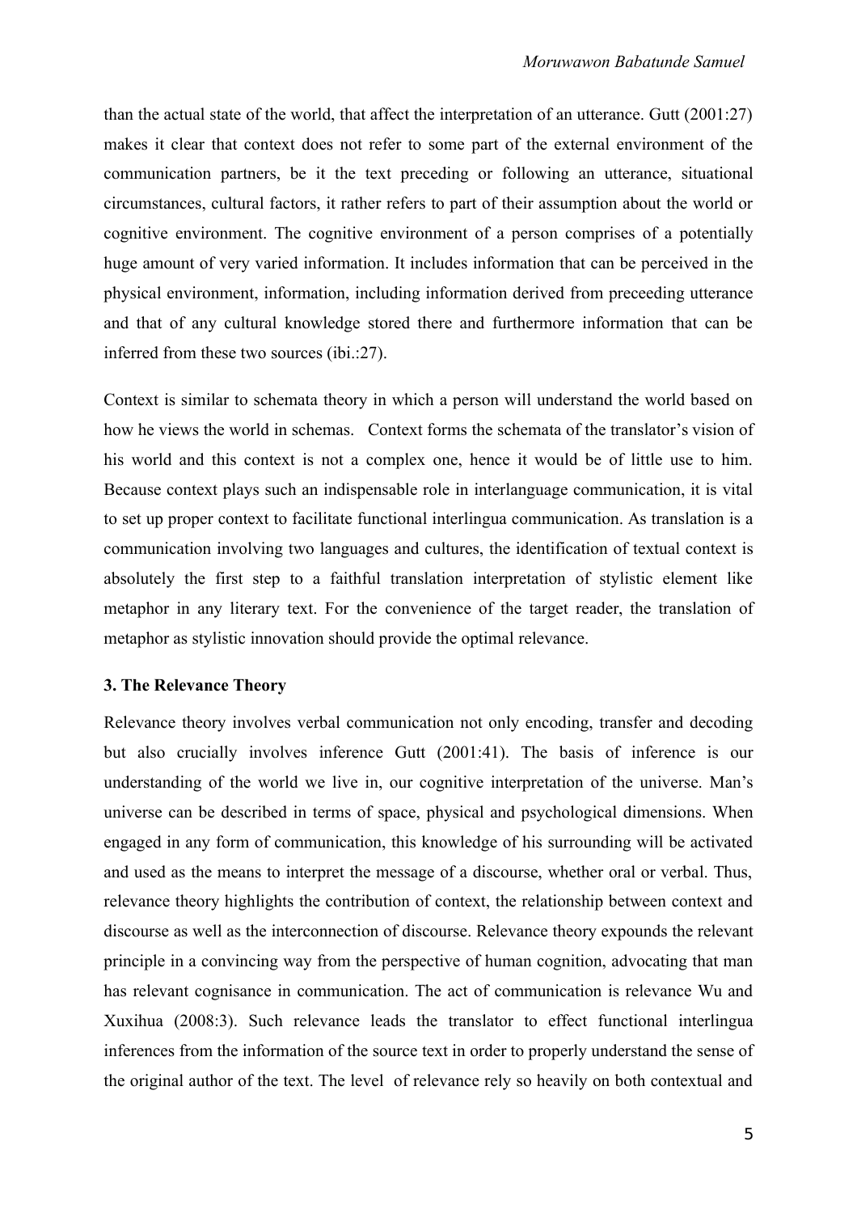than the actual state of the world, that affect the interpretation of an utterance. Gutt (2001:27) makes it clear that context does not refer to some part of the external environment of the communication partners, be it the text preceding or following an utterance, situational circumstances, cultural factors, it rather refers to part of their assumption about the world or cognitive environment. The cognitive environment of a person comprises of a potentially huge amount of very varied information. It includes information that can be perceived in the physical environment, information, including information derived from preceeding utterance and that of any cultural knowledge stored there and furthermore information that can be inferred from these two sources (ibi.:27).

Context is similar to schemata theory in which a person will understand the world based on how he views the world in schemas. Context forms the schemata of the translator's vision of his world and this context is not a complex one, hence it would be of little use to him. Because context plays such an indispensable role in interlanguage communication, it is vital to set up proper context to facilitate functional interlingua communication. As translation is a communication involving two languages and cultures, the identification of textual context is absolutely the first step to a faithful translation interpretation of stylistic element like metaphor in any literary text. For the convenience of the target reader, the translation of metaphor as stylistic innovation should provide the optimal relevance.

### 3. The Relevance Theory

Relevance theory involves verbal communication not only encoding, transfer and decoding but also crucially involves inference Gutt (2001:41). The basis of inference is our understanding of the world we live in, our cognitive interpretation of the universe. Man's universe can be described in terms of space, physical and psychological dimensions. When engaged in any form of communication, this knowledge of his surrounding will be activated and used as the means to interpret the message of a discourse, whether oral or verbal. Thus, relevance theory highlights the contribution of context, the relationship between context and discourse as well as the interconnection of discourse. Relevance theory expounds the relevant principle in a convincing way from the perspective of human cognition, advocating that man has relevant cognisance in communication. The act of communication is relevance Wu and Xuxihua (2008:3). Such relevance leads the translator to effect functional interlingua inferences from the information of the source text in order to properly understand the sense of the original author of the text. The level of relevance rely so heavily on both contextual and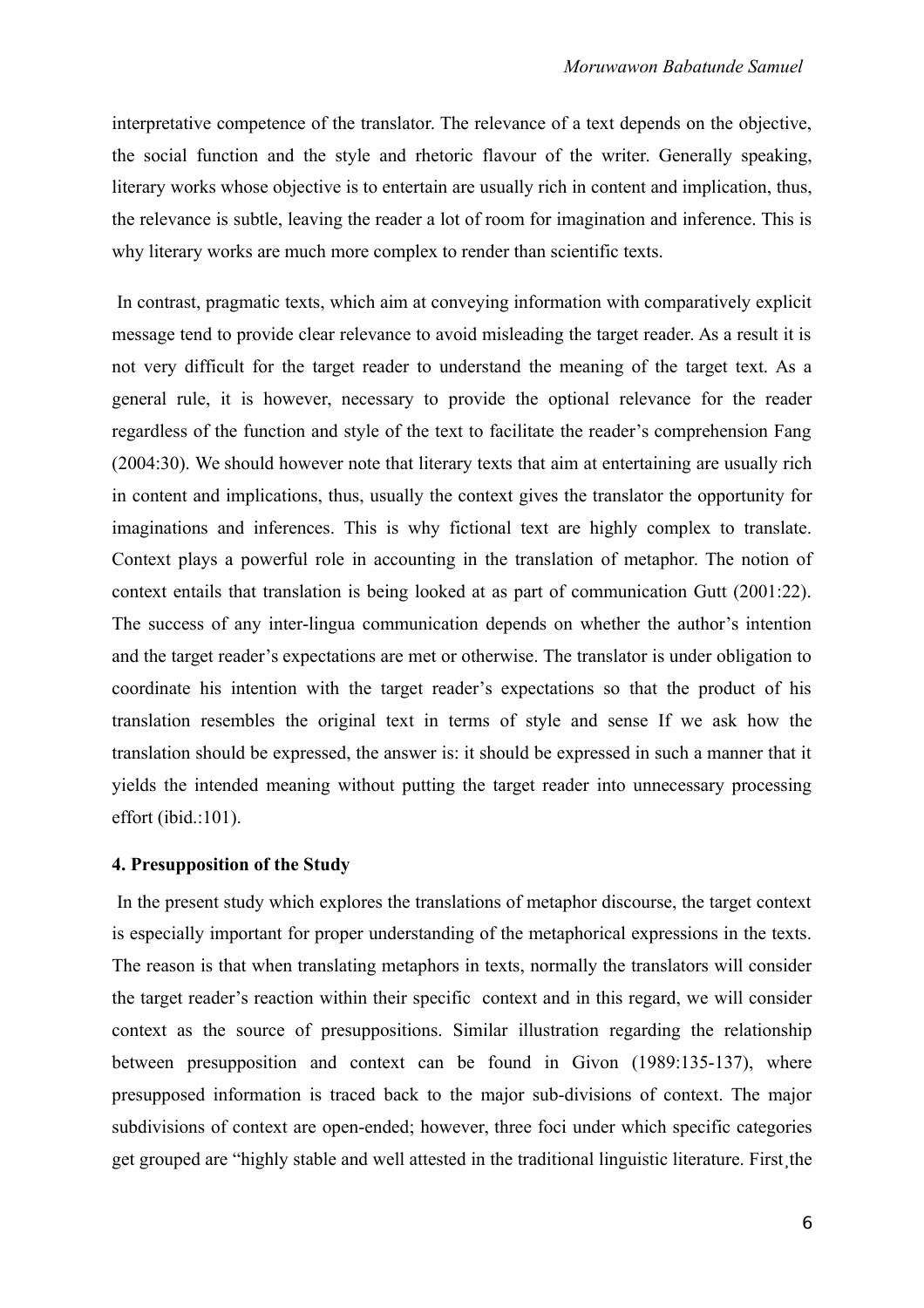interpretative competence of the translator. The relevance of a text depends on the objective, the social function and the style and rhetoric flavour of the writer. Generally speaking, literary works whose objective is to entertain are usually rich in content and implication, thus, the relevance is subtle, leaving the reader a lot of room for imagination and inference. This is why literary works are much more complex to render than scientific texts.

In contrast, pragmatic texts, which aim at conveying information with comparatively explicit message tend to provide clear relevance to avoid misleading the target reader. As a result it is not very difficult for the target reader to understand the meaning of the target text. As a general rule, it is however, necessary to provide the optional relevance for the reader regardless of the function and style of the text to facilitate the reader's comprehension Fang (2004:30). We should however note that literary texts that aim at entertaining are usually rich in content and implications, thus, usually the context gives the translator the opportunity for imaginations and inferences. This is why fictional text are highly complex to translate. Context plays a powerful role in accounting in the translation of metaphor. The notion of context entails that translation is being looked at as part of communication Gutt (2001:22). The success of any inter-lingua communication depends on whether the author's intention and the target reader's expectations are met or otherwise. The translator is under obligation to coordinate his intention with the target reader's expectations so that the product of his translation resembles the original text in terms of style and sense If we ask how the translation should be expressed, the answer is: it should be expressed in such a manner that it yields the intended meaning without putting the target reader into unnecessary processing effort (ibid.:101).

### 4. Presupposition of the Study

In the present study which explores the translations of metaphor discourse, the target context is especially important for proper understanding of the metaphorical expressions in the texts. The reason is that when translating metaphors in texts, normally the translators will consider the target reader's reaction within their specific context and in this regard, we will consider context as the source of presuppositions. Similar illustration regarding the relationship between presupposition and context can be found in Givon (1989:135-137), where presupposed information is traced back to the major sub-divisions of context. The major subdivisions of context are open-ended; however, three foci under which specific categories get grouped are "highly stable and well attested in the traditional linguistic literature. First¸the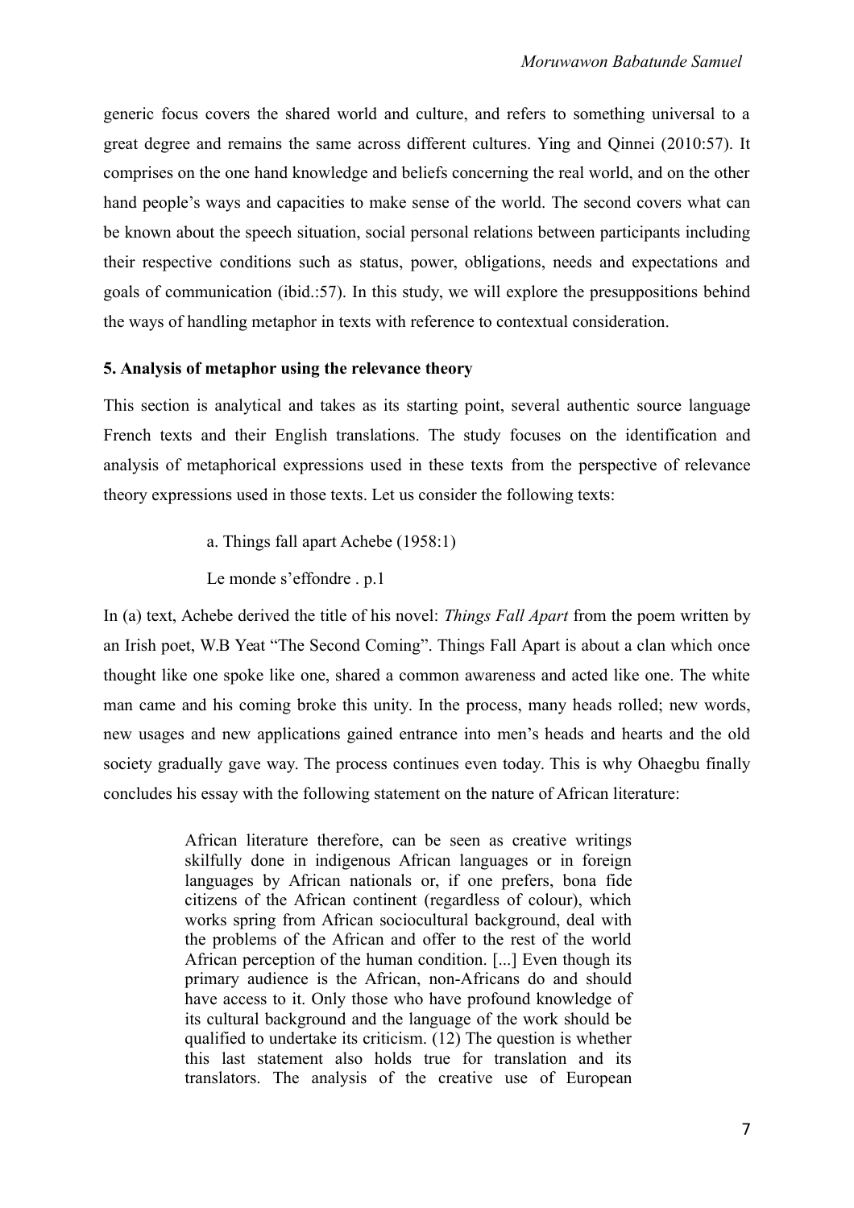generic focus covers the shared world and culture, and refers to something universal to a great degree and remains the same across different cultures. Ying and Qinnei (2010:57). It comprises on the one hand knowledge and beliefs concerning the real world, and on the other hand people's ways and capacities to make sense of the world. The second covers what can be known about the speech situation, social personal relations between participants including their respective conditions such as status, power, obligations, needs and expectations and goals of communication (ibid.:57). In this study, we will explore the presuppositions behind the ways of handling metaphor in texts with reference to contextual consideration.

### 5. Analysis of metaphor using the relevance theory

This section is analytical and takes as its starting point, several authentic source language French texts and their English translations. The study focuses on the identification and analysis of metaphorical expressions used in these texts from the perspective of relevance theory expressions used in those texts. Let us consider the following texts:

a. Things fall apart Achebe (1958:1)

Le monde s'effondre . p.1

In (a) text, Achebe derived the title of his novel: *Things Fall Apart* from the poem written by an Irish poet, W.B Yeat "The Second Coming". Things Fall Apart is about a clan which once thought like one spoke like one, shared a common awareness and acted like one. The white man came and his coming broke this unity. In the process, many heads rolled; new words, new usages and new applications gained entrance into men's heads and hearts and the old society gradually gave way. The process continues even today. This is why Ohaegbu finally concludes his essay with the following statement on the nature of African literature:

> African literature therefore, can be seen as creative writings skilfully done in indigenous African languages or in foreign languages by African nationals or, if one prefers, bona fide citizens of the African continent (regardless of colour), which works spring from African sociocultural background, deal with the problems of the African and offer to the rest of the world African perception of the human condition. [...] Even though its primary audience is the African, non-Africans do and should have access to it. Only those who have profound knowledge of its cultural background and the language of the work should be qualified to undertake its criticism. (12) The question is whether this last statement also holds true for translation and its translators. The analysis of the creative use of European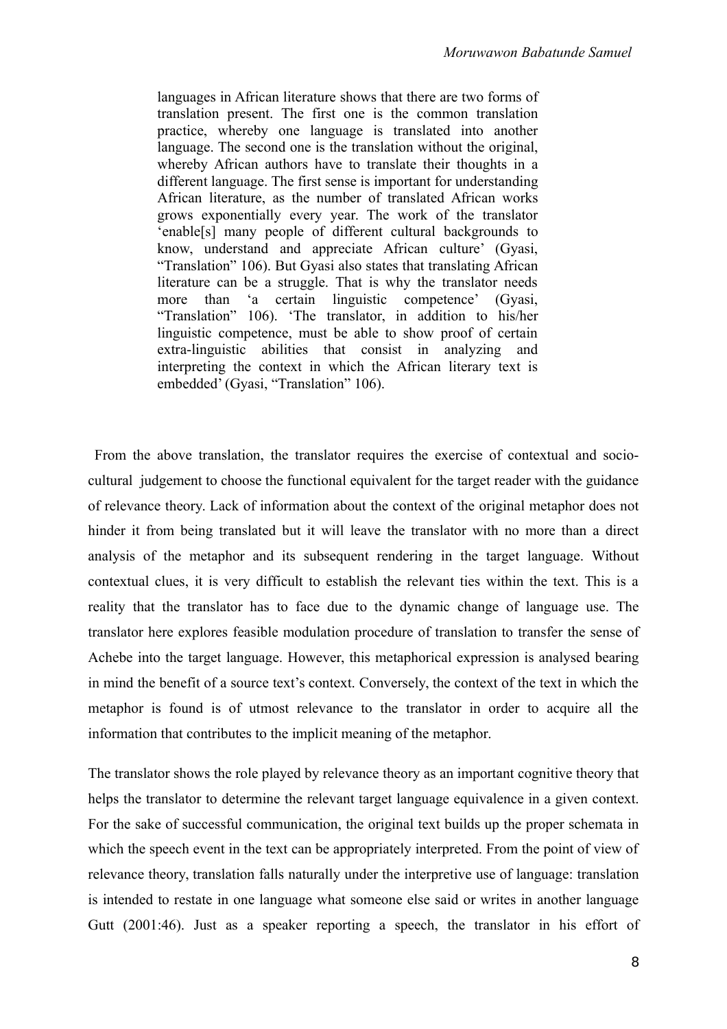> languages in African literature shows that there are two forms of translation present. The first one is the common translation practice, whereby one language is translated into another language. The second one is the translation without the original, whereby African authors have to translate their thoughts in a different language. The first sense is important for understanding African literature, as the number of translated African works grows exponentially every year. The work of the translator 'enable[s] many people of different cultural backgrounds to know, understand and appreciate African culture' (Gyasi, "Translation" 106). But Gyasi also states that translating African literature can be a struggle. That is why the translator needs more than 'a certain linguistic competence' (Gyasi, "Translation" 106). 'The translator, in addition to his/her linguistic competence, must be able to show proof of certain extra-linguistic abilities that consist in analyzing and interpreting the context in which the African literary text is embedded' (Gyasi, "Translation" 106).

From the above translation, the translator requires the exercise of contextual and socio-cultural judgement to choose the functional equivalent for the target reader with the guidance of relevance theory. Lack of information about the context of the original metaphor does not hinder it from being translated but it will leave the translator with no more than a direct analysis of the metaphor and its subsequent rendering in the target language. Without contextual clues, it is very difficult to establish the relevant ties within the text. This is a reality that the translator has to face due to the dynamic change of language use. The translator here explores feasible modulation procedure of translation to transfer the sense of Achebe into the target language. However, this metaphorical expression is analysed bearing in mind the benefit of a source text's context. Conversely, the context of the text in which the metaphor is found is of utmost relevance to the translator in order to acquire all the information that contributes to the implicit meaning of the metaphor.

The translator shows the role played by relevance theory as an important cognitive theory that helps the translator to determine the relevant target language equivalence in a given context. For the sake of successful communication, the original text builds up the proper schemata in which the speech event in the text can be appropriately interpreted. From the point of view of relevance theory, translation falls naturally under the interpretive use of language: translation is intended to restate in one language what someone else said or writes in another language Gutt (2001:46). Just as a speaker reporting a speech, the translator in his effort of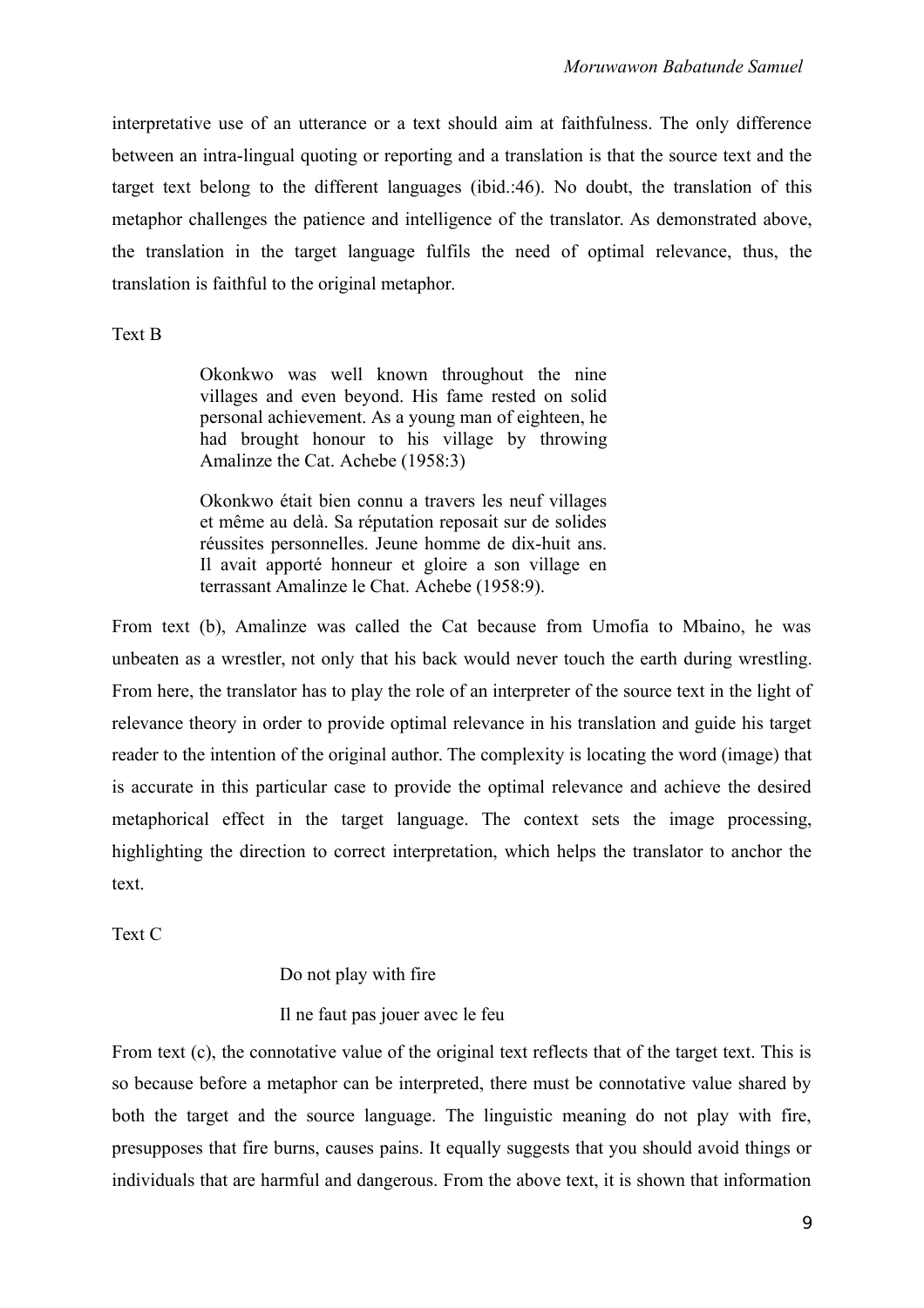interpretative use of an utterance or a text should aim at faithfulness. The only difference between an intra-lingual quoting or reporting and a translation is that the source text and the target text belong to the different languages (ibid.:46). No doubt, the translation of this metaphor challenges the patience and intelligence of the translator. As demonstrated above, the translation in the target language fulfils the need of optimal relevance, thus, the translation is faithful to the original metaphor.

Text B

> Okonkwo was well known throughout the nine villages and even beyond. His fame rested on solid personal achievement. As a young man of eighteen, he had brought honour to his village by throwing Amalinze the Cat. Achebe (1958:3)
>
> Okonkwo était bien connu a travers les neuf villages et même au delà. Sa réputation reposait sur de solides réussites personnelles. Jeune homme de dix-huit ans. Il avait apporté honneur et gloire a son village en terrassant Amalinze le Chat. Achebe (1958:9).

From text (b), Amalinze was called the Cat because from Umofia to Mbaino, he was unbeaten as a wrestler, not only that his back would never touch the earth during wrestling. From here, the translator has to play the role of an interpreter of the source text in the light of relevance theory in order to provide optimal relevance in his translation and guide his target reader to the intention of the original author. The complexity is locating the word (image) that is accurate in this particular case to provide the optimal relevance and achieve the desired metaphorical effect in the target language. The context sets the image processing, highlighting the direction to correct interpretation, which helps the translator to anchor the text.

Text C

> Do not play with fire
>
> Il ne faut pas jouer avec le feu

From text (c), the connotative value of the original text reflects that of the target text. This is so because before a metaphor can be interpreted, there must be connotative value shared by both the target and the source language. The linguistic meaning do not play with fire, presupposes that fire burns, causes pains. It equally suggests that you should avoid things or individuals that are harmful and dangerous. From the above text, it is shown that information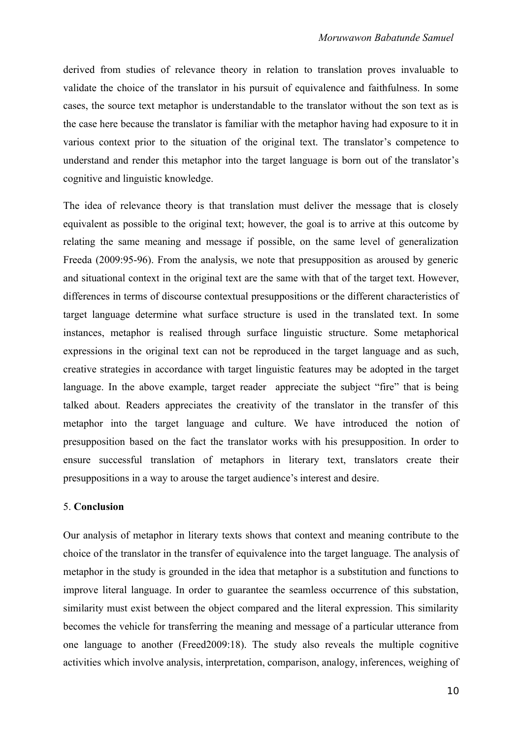derived from studies of relevance theory in relation to translation proves invaluable to validate the choice of the translator in his pursuit of equivalence and faithfulness. In some cases, the source text metaphor is understandable to the translator without the son text as is the case here because the translator is familiar with the metaphor having had exposure to it in various context prior to the situation of the original text. The translator's competence to understand and render this metaphor into the target language is born out of the translator's cognitive and linguistic knowledge.

The idea of relevance theory is that translation must deliver the message that is closely equivalent as possible to the original text; however, the goal is to arrive at this outcome by relating the same meaning and message if possible, on the same level of generalization Freeda (2009:95-96). From the analysis, we note that presupposition as aroused by generic and situational context in the original text are the same with that of the target text. However, differences in terms of discourse contextual presuppositions or the different characteristics of target language determine what surface structure is used in the translated text. In some instances, metaphor is realised through surface linguistic structure. Some metaphorical expressions in the original text can not be reproduced in the target language and as such, creative strategies in accordance with target linguistic features may be adopted in the target language. In the above example, target reader appreciate the subject "fire" that is being talked about. Readers appreciates the creativity of the translator in the transfer of this metaphor into the target language and culture. We have introduced the notion of presupposition based on the fact the translator works with his presupposition. In order to ensure successful translation of metaphors in literary text, translators create their presuppositions in a way to arouse the target audience's interest and desire.

## 5. **Conclusion**

Our analysis of metaphor in literary texts shows that context and meaning contribute to the choice of the translator in the transfer of equivalence into the target language. The analysis of metaphor in the study is grounded in the idea that metaphor is a substitution and functions to improve literal language. In order to guarantee the seamless occurrence of this substation, similarity must exist between the object compared and the literal expression. This similarity becomes the vehicle for transferring the meaning and message of a particular utterance from one language to another (Freed2009:18). The study also reveals the multiple cognitive activities which involve analysis, interpretation, comparison, analogy, inferences, weighing of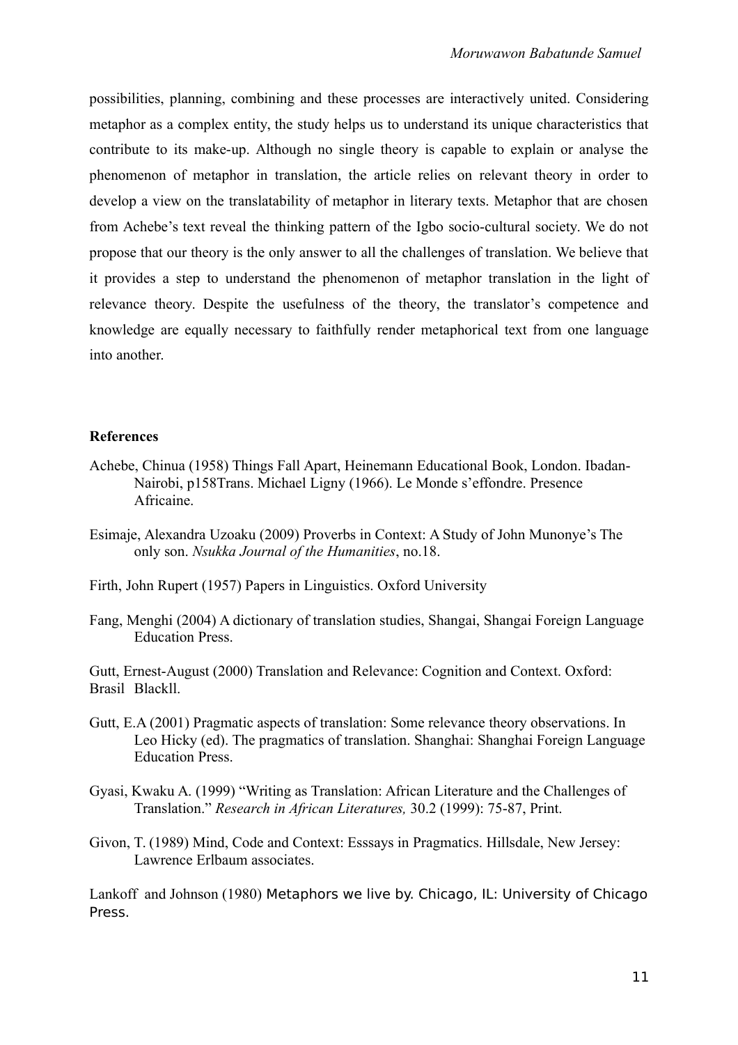possibilities, planning, combining and these processes are interactively united. Considering metaphor as a complex entity, the study helps us to understand its unique characteristics that contribute to its make-up. Although no single theory is capable to explain or analyse the phenomenon of metaphor in translation, the article relies on relevant theory in order to develop a view on the translatability of metaphor in literary texts. Metaphor that are chosen from Achebe's text reveal the thinking pattern of the Igbo socio-cultural society. We do not propose that our theory is the only answer to all the challenges of translation. We believe that it provides a step to understand the phenomenon of metaphor translation in the light of relevance theory. Despite the usefulness of the theory, the translator's competence and knowledge are equally necessary to faithfully render metaphorical text from one language into another.

**References**

Achebe, Chinua (1958) Things Fall Apart, Heinemann Educational Book, London. Ibadan-Nairobi, p158Trans. Michael Ligny (1966). Le Monde s'effondre. Presence Africaine.

Esimaje, Alexandra Uzoaku (2009) Proverbs in Context: A Study of John Munonye's The only son. *Nsukka Journal of the Humanities*, no.18.

Firth, John Rupert (1957) Papers in Linguistics. Oxford University

Fang, Menghi (2004) A dictionary of translation studies, Shangai, Shangai Foreign Language Education Press.

Gutt, Ernest-August (2000) Translation and Relevance: Cognition and Context. Oxford: Brasil Blackll.

Gutt, E.A (2001) Pragmatic aspects of translation: Some relevance theory observations. In Leo Hicky (ed). The pragmatics of translation. Shanghai: Shanghai Foreign Language Education Press.

Gyasi, Kwaku A. (1999) "Writing as Translation: African Literature and the Challenges of Translation." *Research in African Literatures,* 30.2 (1999): 75-87, Print.

Givon, T. (1989) Mind, Code and Context: Esssays in Pragmatics. Hillsdale, New Jersey: Lawrence Erlbaum associates.

Lankoff and Johnson (1980) Metaphors we live by. Chicago, IL: University of Chicago Press.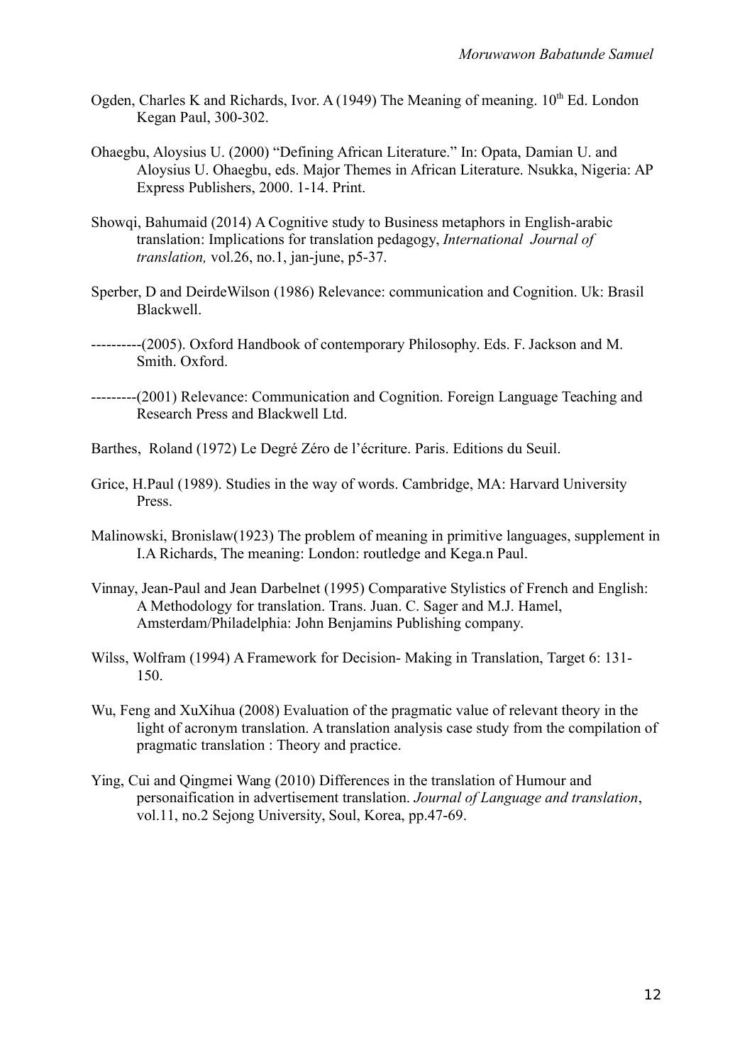Ogden, Charles K and Richards, Ivor. A (1949) The Meaning of meaning. 10th Ed. London Kegan Paul, 300-302.

Ohaegbu, Aloysius U. (2000) “Defining African Literature.” In: Opata, Damian U. and Aloysius U. Ohaegbu, eds. Major Themes in African Literature. Nsukka, Nigeria: AP Express Publishers, 2000. 1-14. Print.

Showqi, Bahumaid (2014) A Cognitive study to Business metaphors in English-arabic translation: Implications for translation pedagogy, *International Journal of translation,* vol.26, no.1, jan-june, p5-37.

Sperber, D and DeirdeWilson (1986) Relevance: communication and Cognition. Uk: Brasil Blackwell.

----------(2005). Oxford Handbook of contemporary Philosophy. Eds. F. Jackson and M. Smith. Oxford.

---------(2001) Relevance: Communication and Cognition. Foreign Language Teaching and Research Press and Blackwell Ltd.

Barthes, Roland (1972) Le Degré Zéro de l’écriture. Paris. Editions du Seuil.

Grice, H.Paul (1989). Studies in the way of words. Cambridge, MA: Harvard University Press.

Malinowski, Bronislaw(1923) The problem of meaning in primitive languages, supplement in I.A Richards, The meaning: London: routledge and Kega.n Paul.

Vinnay, Jean-Paul and Jean Darbelnet (1995) Comparative Stylistics of French and English: A Methodology for translation. Trans. Juan. C. Sager and M.J. Hamel, Amsterdam/Philadelphia: John Benjamins Publishing company.

Wilss, Wolfram (1994) A Framework for Decision- Making in Translation, Target 6: 131-150.

Wu, Feng and XuXihua (2008) Evaluation of the pragmatic value of relevant theory in the light of acronym translation. A translation analysis case study from the compilation of pragmatic translation : Theory and practice.

Ying, Cui and Qingmei Wang (2010) Differences in the translation of Humour and personaification in advertisement translation. *Journal of Language and translation*, vol.11, no.2 Sejong University, Soul, Korea, pp.47-69.